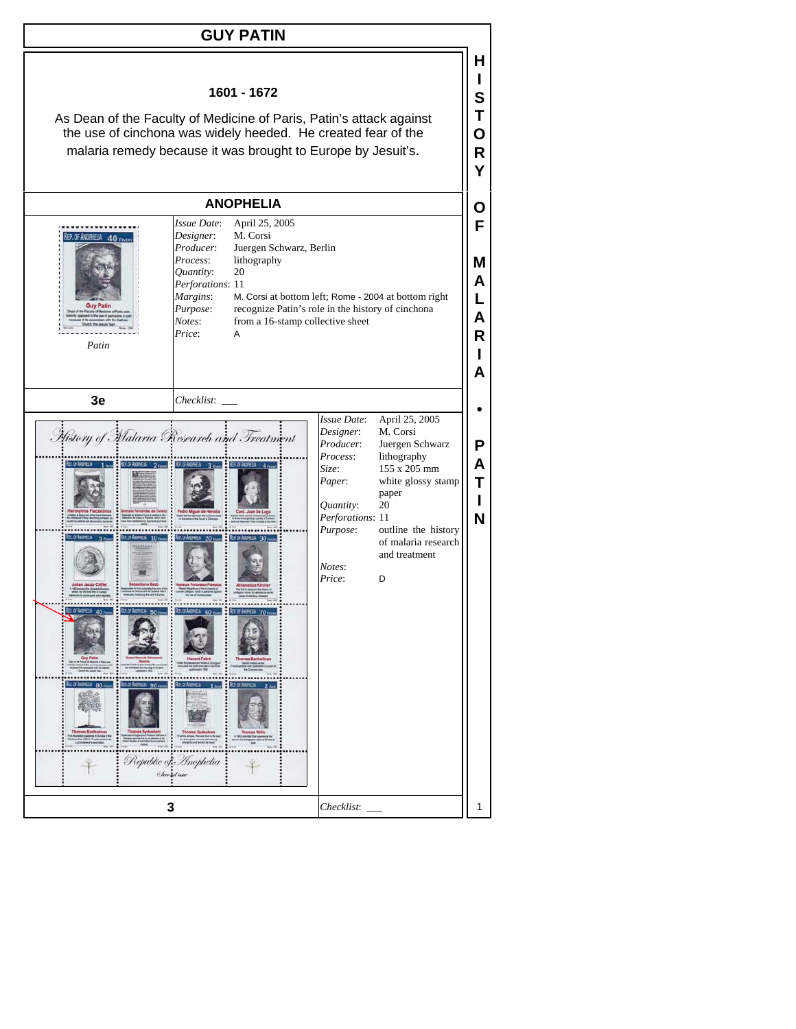# GUY PATIN

**1601 - 1672**

As Dean of the Faculty of Medicine of Paris, Patin's attack against the use of cinchona was widely heeded. He created fear of the malaria remedy because it was brought to Europe by Jesuit's.

## ANOPHELIA

*Patin*

| | |
|---|---|
| *Issue Date*: | April 25, 2005 |
| *Designer*: | M. Corsi |
| *Producer*: | Juergen Schwarz, Berlin |
| *Process*: | lithography |
| *Quantity*: | 20 |
| *Perforations*: | 11 |
| *Margins*: | M. Corsi at bottom left; Rome - 2004 at bottom right |
| *Purpose*: | recognize Patin's role in the history of cinchona |
| *Notes*: | from a 16-stamp collective sheet |
| *Price*: | A |

**3e**

*Checklist*: ___

| | |
|---|---|
| *Issue Date*: | April 25, 2005 |
| *Designer*: | M. Corsi |
| *Producer*: | Juergen Schwarz |
| *Process*: | lithography |
| *Size*: | 155 x 205 mm |
| *Paper*: | white glossy stamp paper |
| *Quantity*: | 20 |
| *Perforations*: | 11 |
| *Purpose*: | outline the history of malaria research and treatment |
| *Notes*: | |
| *Price*: | D |

**3**

*Checklist*: ___

HISTORY OF MALARIA • PATIN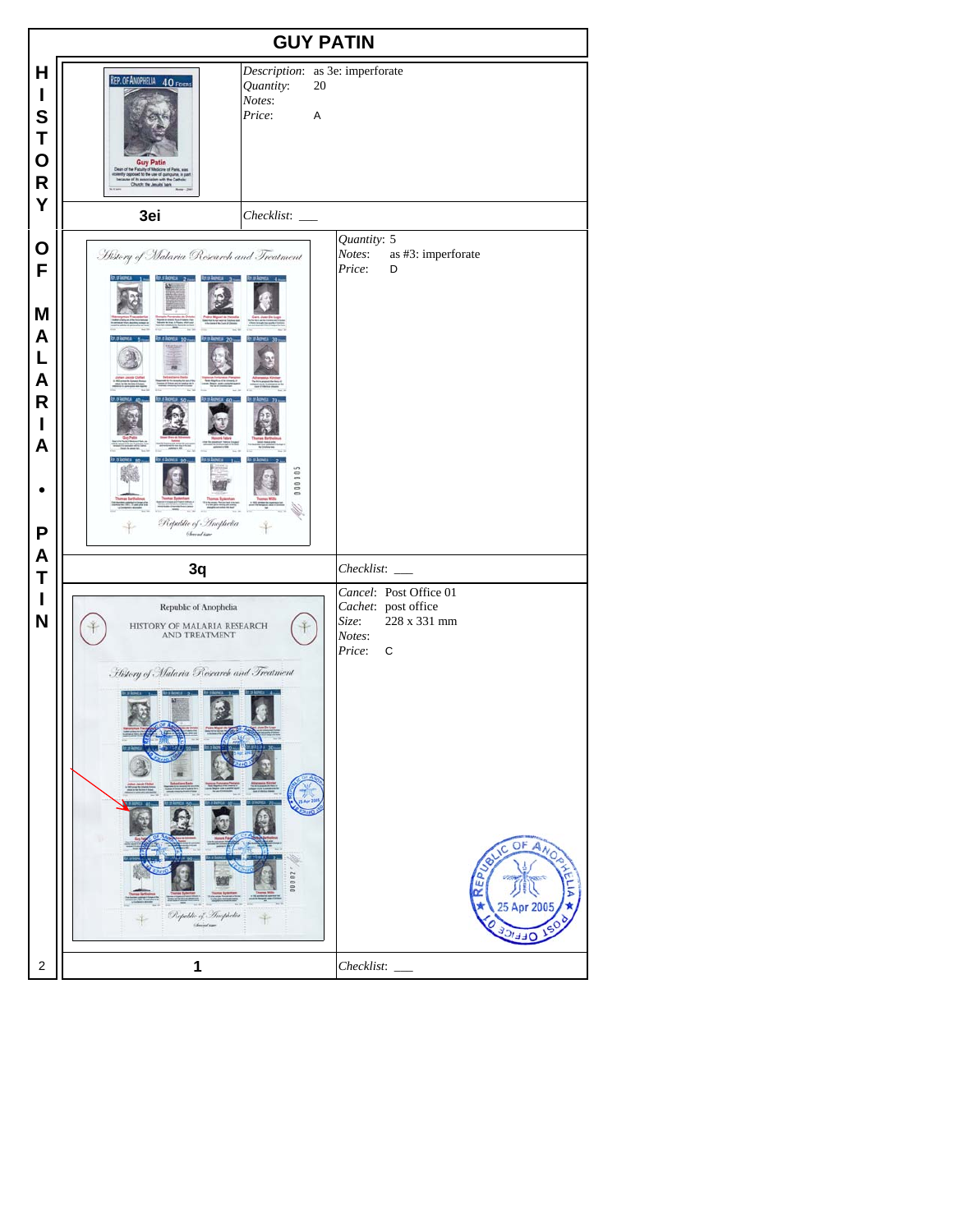# GUY PATIN

HISTORY OF MALARIA • PATIN

| | |
|---|---|
| | *Description*: as 3e: imperforate<br>*Quantity*: 20<br>*Notes*:<br>*Price*: A |
| **3ei** | *Checklist*: ___ |
| | *Quantity*: 5<br>*Notes*: as #3: imperforate<br>*Price*: D |
| **3q** | *Checklist*: ___ |
| | *Cancel*: Post Office 01<br>*Cachet*: post office<br>*Size*: 228 x 331 mm<br>*Notes*:<br>*Price*: C |
| **1** | *Checklist*: ___ |